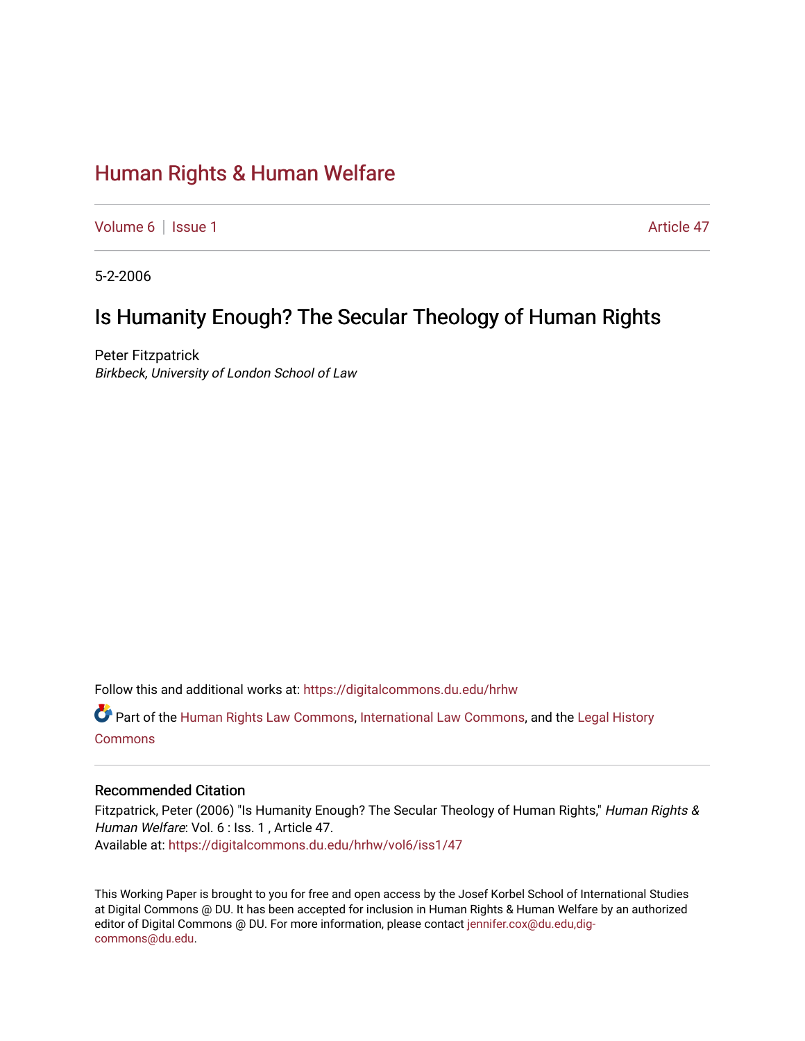# Human Rights & Human Welfare

Volume 6 | Issue 1 Article 47

5-2-2006

## Is Humanity Enough? The Secular Theology of Human Rights

Peter Fitzpatrick

*Birkbeck, University of London School of Law*

Follow this and additional works at: https://digitalcommons.du.edu/hrhw

Part of the Human Rights Law Commons, International Law Commons, and the Legal History Commons

### Recommended Citation

Fitzpatrick, Peter (2006) "Is Humanity Enough? The Secular Theology of Human Rights," *Human Rights & Human Welfare*: Vol. 6 : Iss. 1 , Article 47.

Available at: https://digitalcommons.du.edu/hrhw/vol6/iss1/47

This Working Paper is brought to you for free and open access by the Josef Korbel School of International Studies at Digital Commons @ DU. It has been accepted for inclusion in Human Rights & Human Welfare by an authorized editor of Digital Commons @ DU. For more information, please contact jennifer.cox@du.edu,dig-commons@du.edu.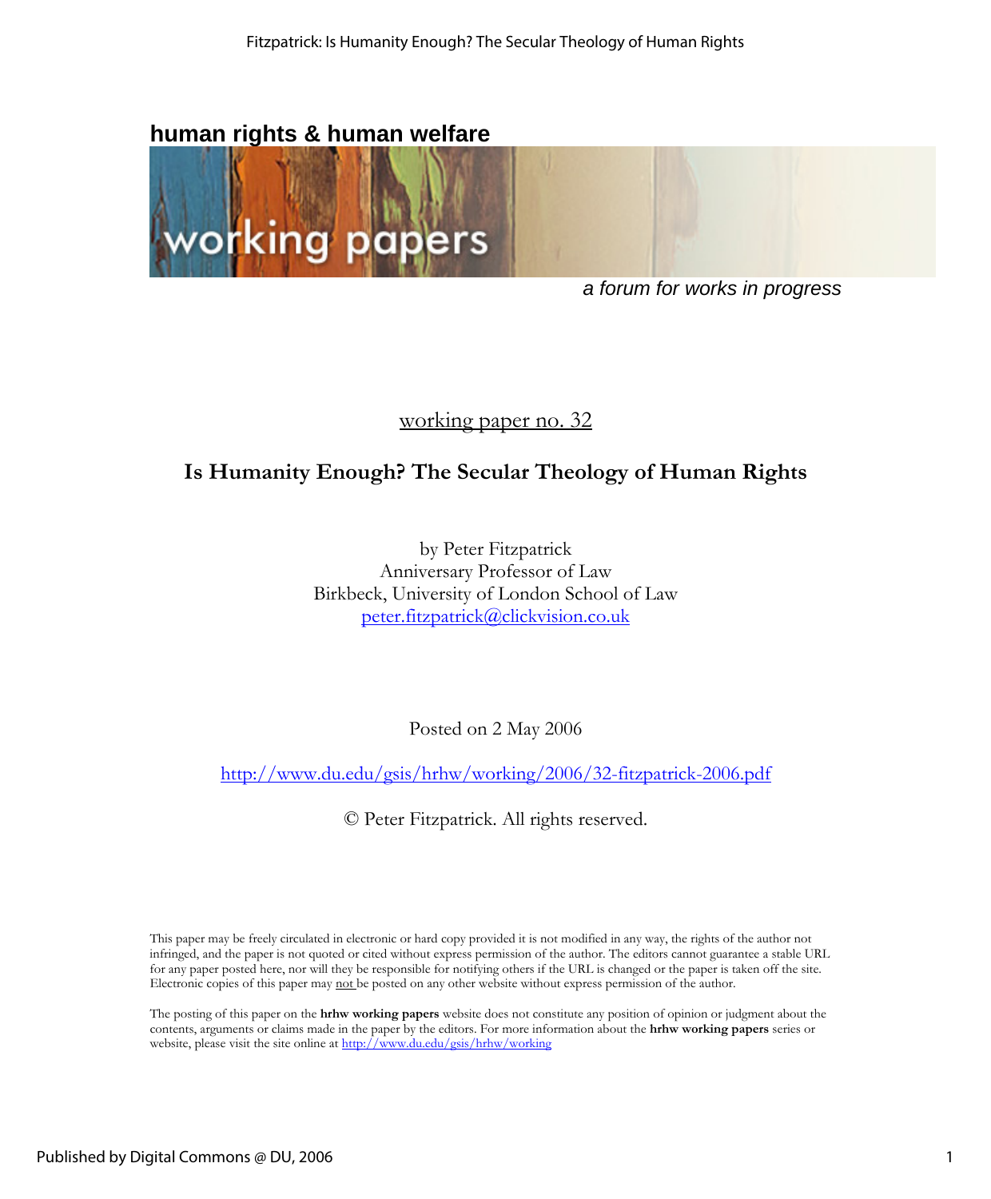human rights & human welfare

working papers

*a forum for works in progress*

working paper no. 32

## Is Humanity Enough? The Secular Theology of Human Rights

by Peter Fitzpatrick
Anniversary Professor of Law
Birkbeck, University of London School of Law
peter.fitzpatrick@clickvision.co.uk

Posted on 2 May 2006

http://www.du.edu/gsis/hrhw/working/2006/32-fitzpatrick-2006.pdf

© Peter Fitzpatrick. All rights reserved.

This paper may be freely circulated in electronic or hard copy provided it is not modified in any way, the rights of the author not infringed, and the paper is not quoted or cited without express permission of the author. The editors cannot guarantee a stable URL for any paper posted here, nor will they be responsible for notifying others if the URL is changed or the paper is taken off the site. Electronic copies of this paper may not be posted on any other website without express permission of the author.

The posting of this paper on the **hrhw working papers** website does not constitute any position of opinion or judgment about the contents, arguments or claims made in the paper by the editors. For more information about the **hrhw working papers** series or website, please visit the site online at http://www.du.edu/gsis/hrhw/working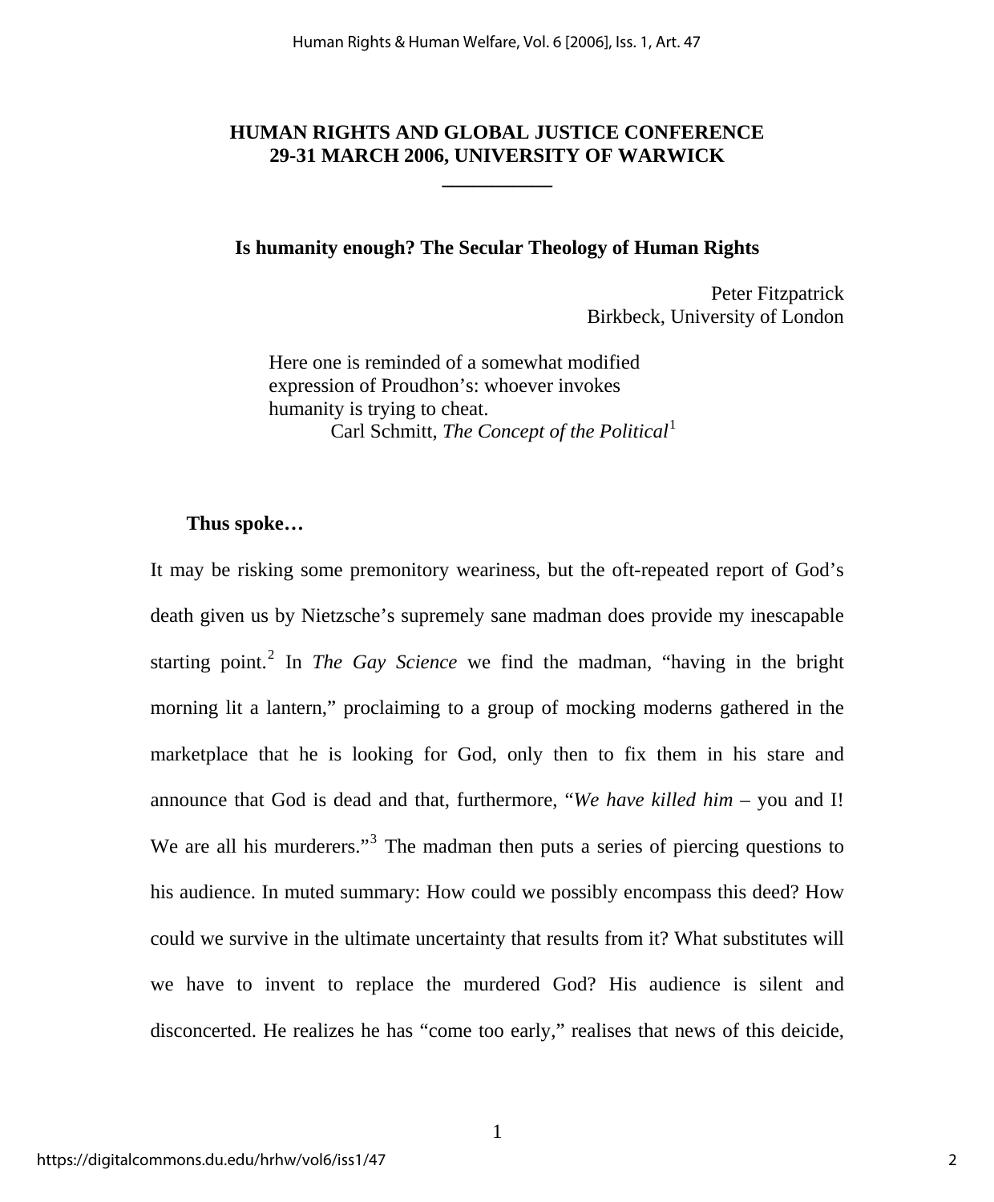## HUMAN RIGHTS AND GLOBAL JUSTICE CONFERENCE
## 29-31 MARCH 2006, UNIVERSITY OF WARWICK

---

### Is humanity enough? The Secular Theology of Human Rights

Peter Fitzpatrick
Birkbeck, University of London

> Here one is reminded of a somewhat modified expression of Proudhon's: whoever invokes humanity is trying to cheat.
> Carl Schmitt, *The Concept of the Political*[1]

**Thus spoke…**

It may be risking some premonitory weariness, but the oft-repeated report of God's death given us by Nietzsche's supremely sane madman does provide my inescapable starting point.[2] In *The Gay Science* we find the madman, "having in the bright morning lit a lantern," proclaiming to a group of mocking moderns gathered in the marketplace that he is looking for God, only then to fix them in his stare and announce that God is dead and that, furthermore, "*We have killed him* – you and I! We are all his murderers."[3] The madman then puts a series of piercing questions to his audience. In muted summary: How could we possibly encompass this deed? How could we survive in the ultimate uncertainty that results from it? What substitutes will we have to invent to replace the murdered God? His audience is silent and disconcerted. He realizes he has "come too early," realises that news of this deicide,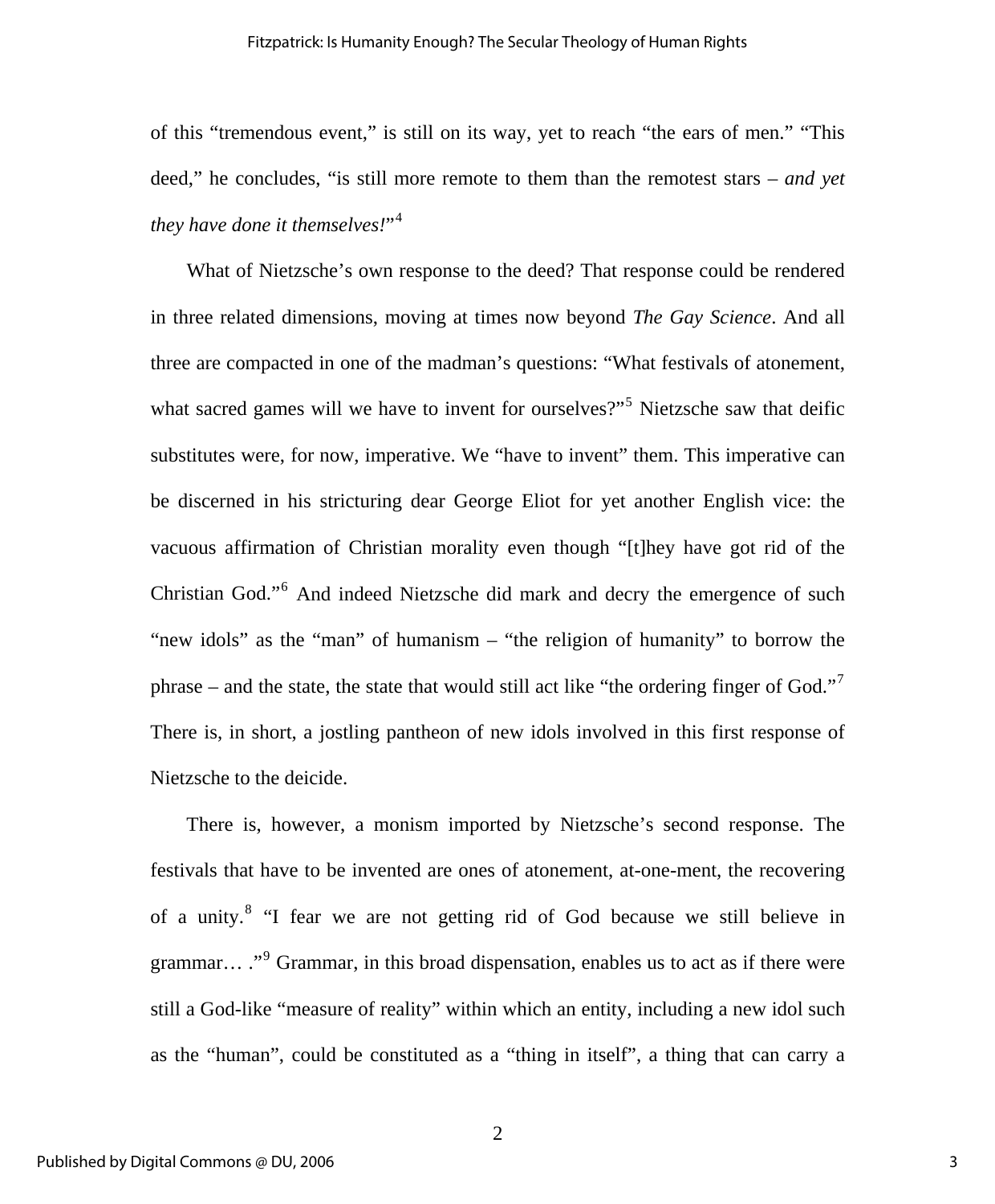of this “tremendous event,” is still on its way, yet to reach “the ears of men.” “This deed,” he concludes, “is still more remote to them than the remotest stars – *and yet they have done it themselves!*”[4]

What of Nietzsche’s own response to the deed? That response could be rendered in three related dimensions, moving at times now beyond *The Gay Science*. And all three are compacted in one of the madman’s questions: “What festivals of atonement, what sacred games will we have to invent for ourselves?”[5] Nietzsche saw that deific substitutes were, for now, imperative. We “have to invent” them. This imperative can be discerned in his stricturing dear George Eliot for yet another English vice: the vacuous affirmation of Christian morality even though “[t]hey have got rid of the Christian God.”[6] And indeed Nietzsche did mark and decry the emergence of such “new idols” as the “man” of humanism – “the religion of humanity” to borrow the phrase – and the state, the state that would still act like “the ordering finger of God.”[7] There is, in short, a jostling pantheon of new idols involved in this first response of Nietzsche to the deicide.

There is, however, a monism imported by Nietzsche’s second response. The festivals that have to be invented are ones of atonement, at-one-ment, the recovering of a unity.[8] “I fear we are not getting rid of God because we still believe in grammar… .”[9] Grammar, in this broad dispensation, enables us to act as if there were still a God-like “measure of reality” within which an entity, including a new idol such as the “human”, could be constituted as a “thing in itself”, a thing that can carry a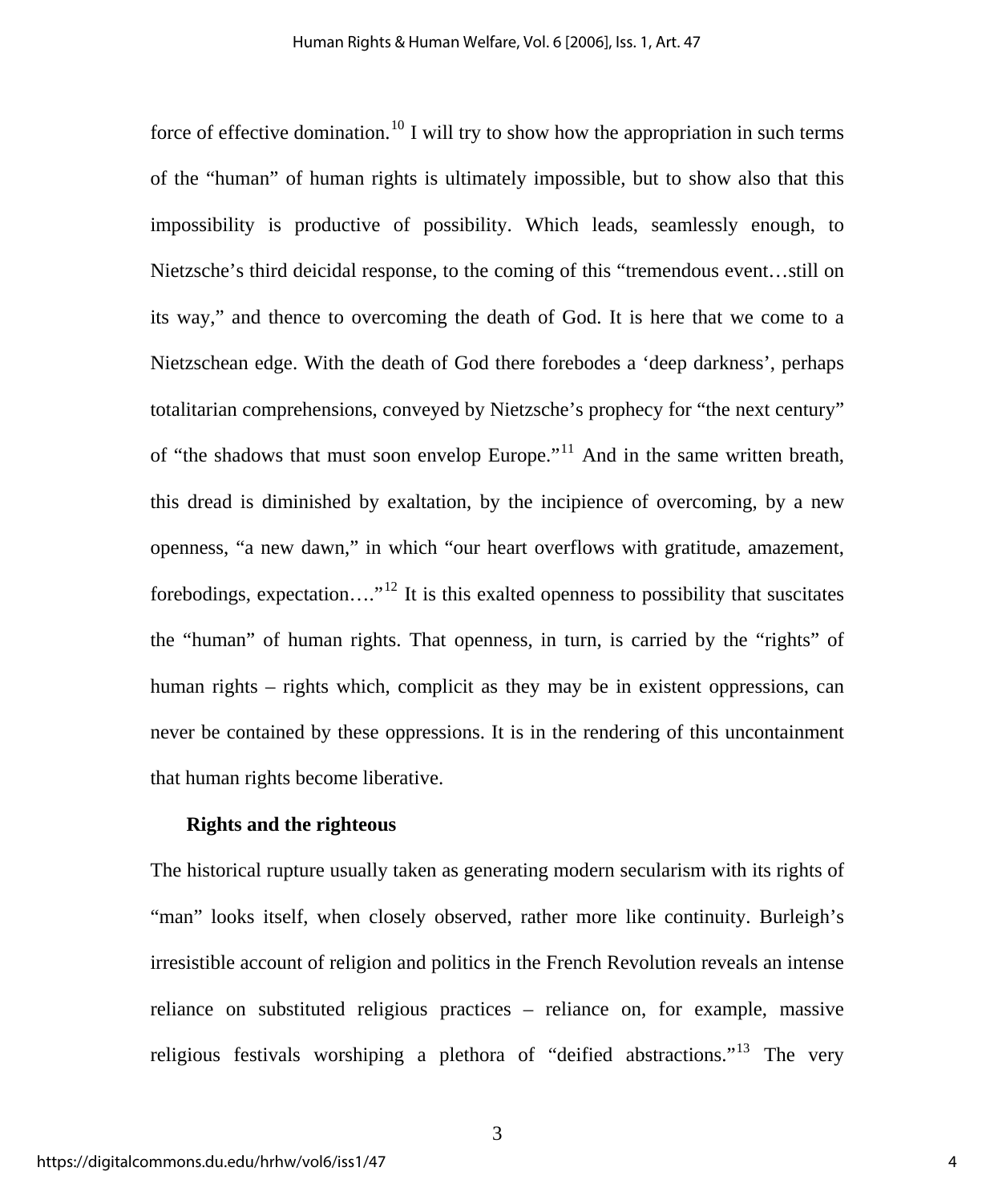force of effective domination.[10] I will try to show how the appropriation in such terms of the "human" of human rights is ultimately impossible, but to show also that this impossibility is productive of possibility. Which leads, seamlessly enough, to Nietzsche's third deicidal response, to the coming of this "tremendous event…still on its way," and thence to overcoming the death of God. It is here that we come to a Nietzschean edge. With the death of God there forebodes a 'deep darkness', perhaps totalitarian comprehensions, conveyed by Nietzsche's prophecy for "the next century" of "the shadows that must soon envelop Europe."[11] And in the same written breath, this dread is diminished by exaltation, by the incipience of overcoming, by a new openness, "a new dawn," in which "our heart overflows with gratitude, amazement, forebodings, expectation…."[12] It is this exalted openness to possibility that suscitates the "human" of human rights. That openness, in turn, is carried by the "rights" of human rights – rights which, complicit as they may be in existent oppressions, can never be contained by these oppressions. It is in the rendering of this uncontainment that human rights become liberative.

## Rights and the righteous

The historical rupture usually taken as generating modern secularism with its rights of "man" looks itself, when closely observed, rather more like continuity. Burleigh's irresistible account of religion and politics in the French Revolution reveals an intense reliance on substituted religious practices – reliance on, for example, massive religious festivals worshiping a plethora of "deified abstractions."[13] The very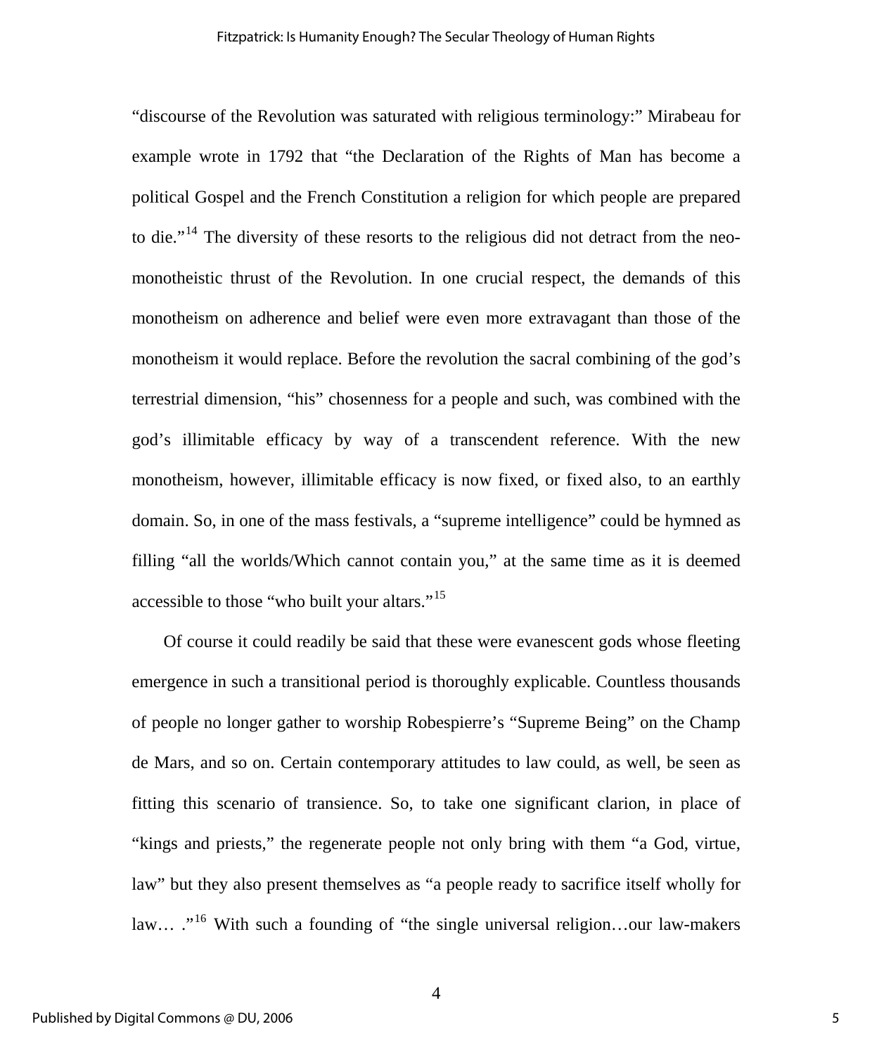“discourse of the Revolution was saturated with religious terminology:” Mirabeau for example wrote in 1792 that “the Declaration of the Rights of Man has become a political Gospel and the French Constitution a religion for which people are prepared to die.”[14] The diversity of these resorts to the religious did not detract from the neo-monotheistic thrust of the Revolution. In one crucial respect, the demands of this monotheism on adherence and belief were even more extravagant than those of the monotheism it would replace. Before the revolution the sacral combining of the god’s terrestrial dimension, “his” chosenness for a people and such, was combined with the god’s illimitable efficacy by way of a transcendent reference. With the new monotheism, however, illimitable efficacy is now fixed, or fixed also, to an earthly domain. So, in one of the mass festivals, a “supreme intelligence” could be hymned as filling “all the worlds/Which cannot contain you,” at the same time as it is deemed accessible to those “who built your altars.”[15]

Of course it could readily be said that these were evanescent gods whose fleeting emergence in such a transitional period is thoroughly explicable. Countless thousands of people no longer gather to worship Robespierre’s “Supreme Being” on the Champ de Mars, and so on. Certain contemporary attitudes to law could, as well, be seen as fitting this scenario of transience. So, to take one significant clarion, in place of “kings and priests,” the regenerate people not only bring with them “a God, virtue, law” but they also present themselves as “a people ready to sacrifice itself wholly for law… .”[16] With such a founding of “the single universal religion…our law-makers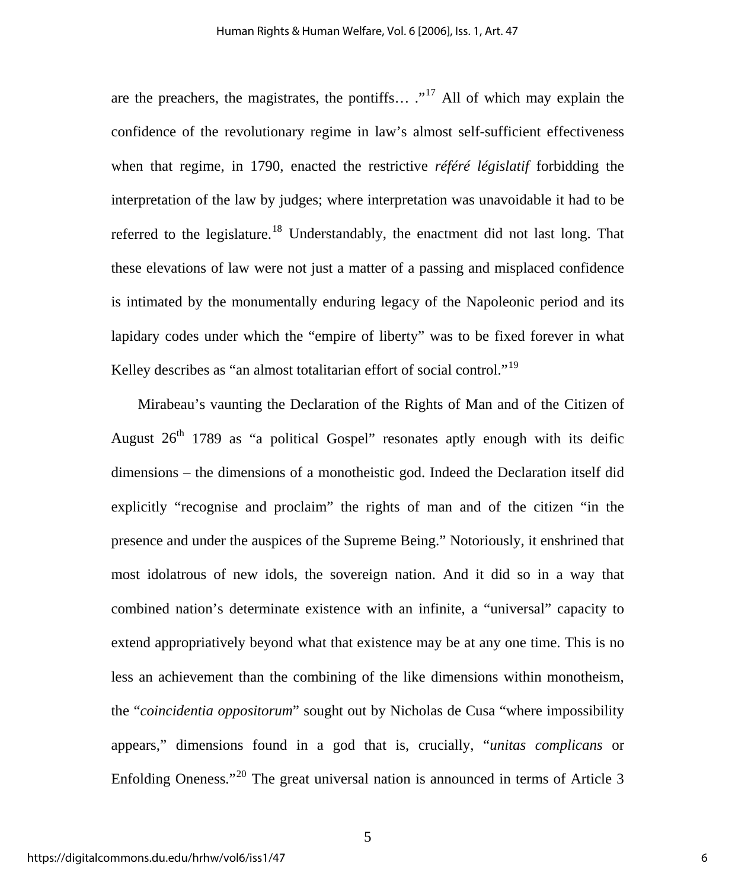are the preachers, the magistrates, the pontiffs… ."[17] All of which may explain the confidence of the revolutionary regime in law's almost self-sufficient effectiveness when that regime, in 1790, enacted the restrictive *référé législatif* forbidding the interpretation of the law by judges; where interpretation was unavoidable it had to be referred to the legislature.[18] Understandably, the enactment did not last long. That these elevations of law were not just a matter of a passing and misplaced confidence is intimated by the monumentally enduring legacy of the Napoleonic period and its lapidary codes under which the "empire of liberty" was to be fixed forever in what Kelley describes as "an almost totalitarian effort of social control."[19]

Mirabeau's vaunting the Declaration of the Rights of Man and of the Citizen of August 26th 1789 as "a political Gospel" resonates aptly enough with its deific dimensions – the dimensions of a monotheistic god. Indeed the Declaration itself did explicitly "recognise and proclaim" the rights of man and of the citizen "in the presence and under the auspices of the Supreme Being." Notoriously, it enshrined that most idolatrous of new idols, the sovereign nation. And it did so in a way that combined nation's determinate existence with an infinite, a "universal" capacity to extend appropriatively beyond what that existence may be at any one time. This is no less an achievement than the combining of the like dimensions within monotheism, the "*coincidentia oppositorum*" sought out by Nicholas de Cusa "where impossibility appears," dimensions found in a god that is, crucially, "*unitas complicans* or Enfolding Oneness."[20] The great universal nation is announced in terms of Article 3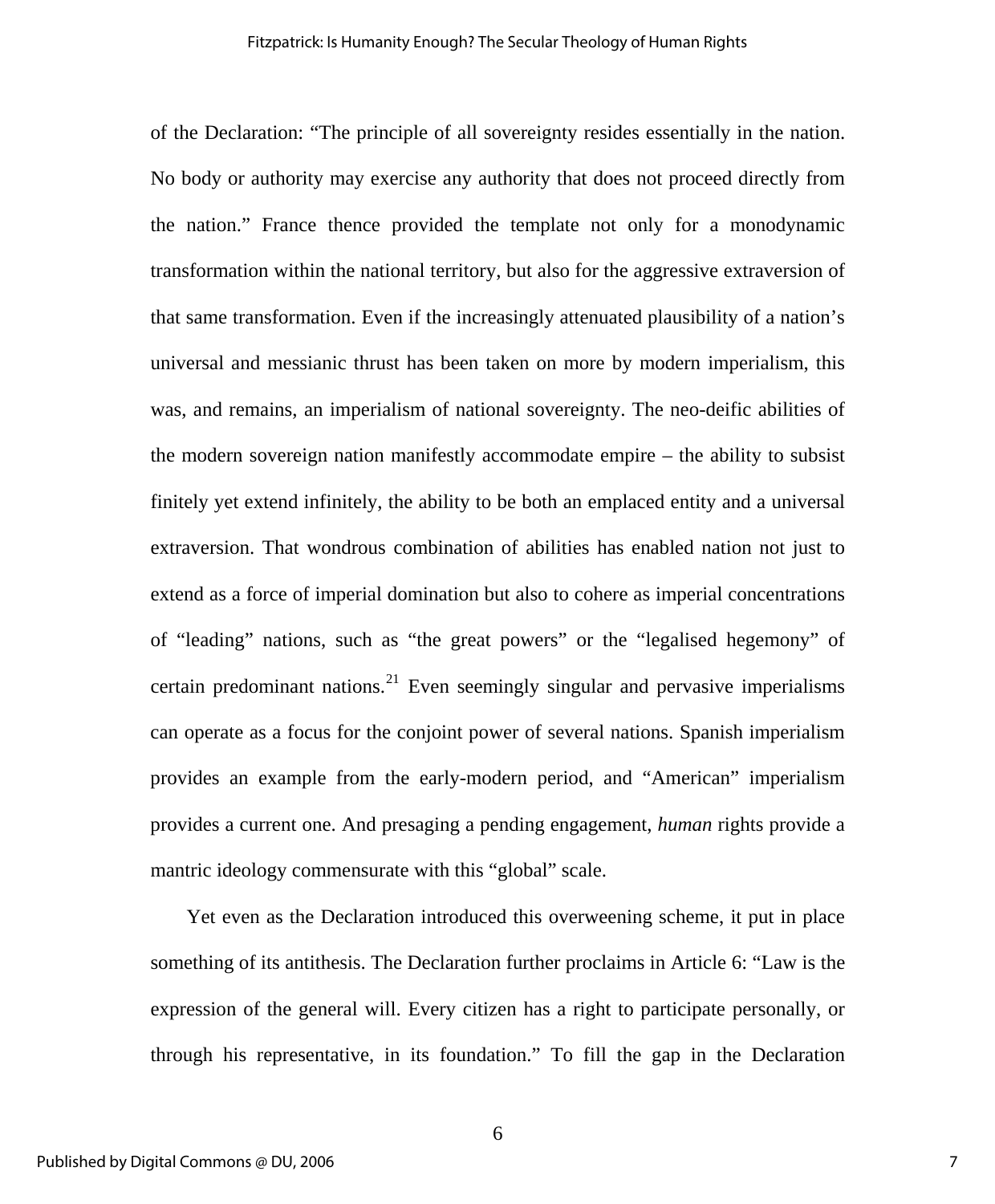of the Declaration: “The principle of all sovereignty resides essentially in the nation. No body or authority may exercise any authority that does not proceed directly from the nation.” France thence provided the template not only for a monodynamic transformation within the national territory, but also for the aggressive extraversion of that same transformation. Even if the increasingly attenuated plausibility of a nation’s universal and messianic thrust has been taken on more by modern imperialism, this was, and remains, an imperialism of national sovereignty. The neo-deific abilities of the modern sovereign nation manifestly accommodate empire – the ability to subsist finitely yet extend infinitely, the ability to be both an emplaced entity and a universal extraversion. That wondrous combination of abilities has enabled nation not just to extend as a force of imperial domination but also to cohere as imperial concentrations of “leading” nations, such as “the great powers” or the “legalised hegemony” of certain predominant nations.[21] Even seemingly singular and pervasive imperialisms can operate as a focus for the conjoint power of several nations. Spanish imperialism provides an example from the early-modern period, and “American” imperialism provides a current one. And presaging a pending engagement, *human* rights provide a mantric ideology commensurate with this “global” scale.

Yet even as the Declaration introduced this overweening scheme, it put in place something of its antithesis. The Declaration further proclaims in Article 6: “Law is the expression of the general will. Every citizen has a right to participate personally, or through his representative, in its foundation.” To fill the gap in the Declaration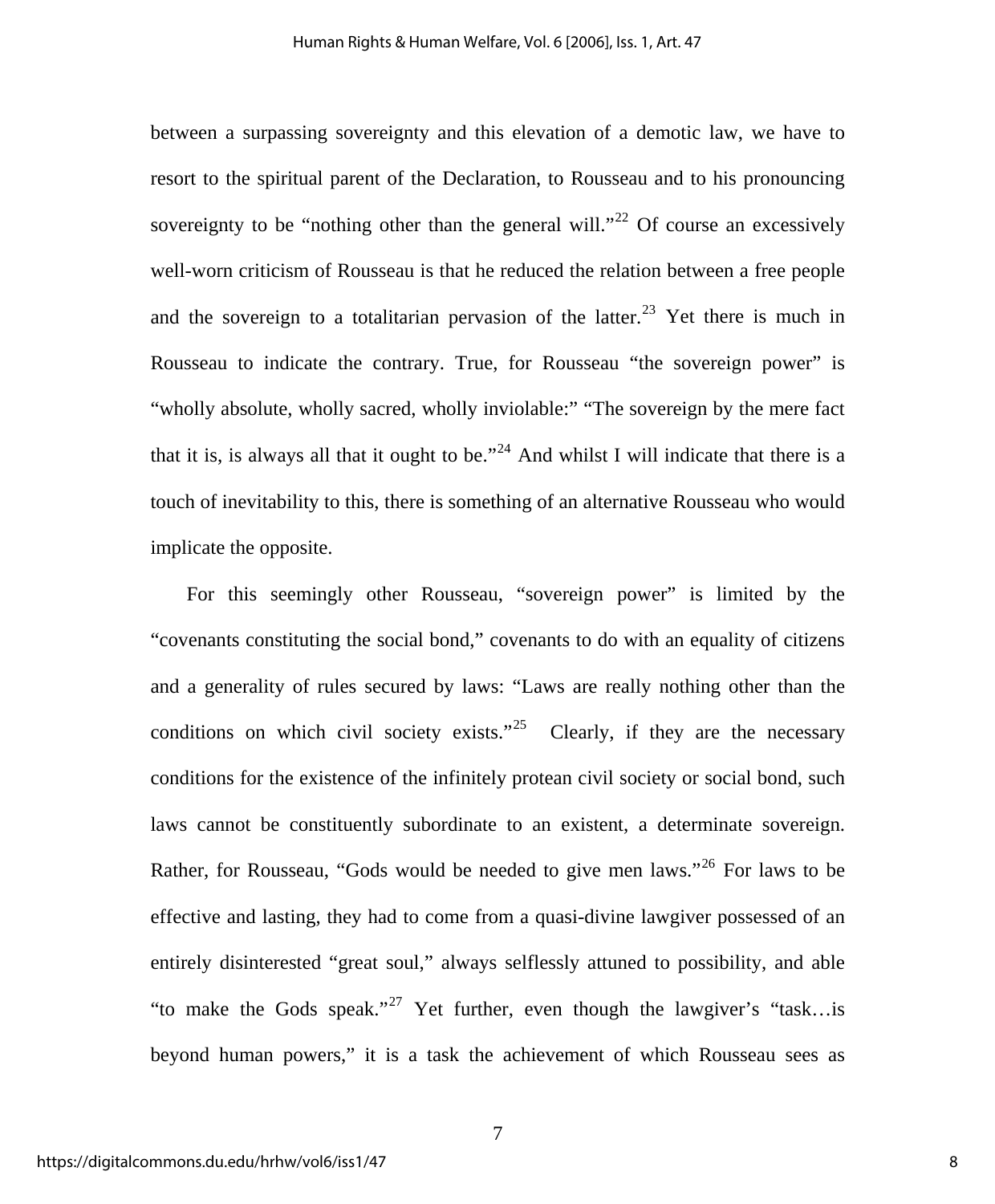between a surpassing sovereignty and this elevation of a demotic law, we have to resort to the spiritual parent of the Declaration, to Rousseau and to his pronouncing sovereignty to be "nothing other than the general will."[22] Of course an excessively well-worn criticism of Rousseau is that he reduced the relation between a free people and the sovereign to a totalitarian pervasion of the latter.[23] Yet there is much in Rousseau to indicate the contrary. True, for Rousseau "the sovereign power" is "wholly absolute, wholly sacred, wholly inviolable:" "The sovereign by the mere fact that it is, is always all that it ought to be."[24] And whilst I will indicate that there is a touch of inevitability to this, there is something of an alternative Rousseau who would implicate the opposite.

For this seemingly other Rousseau, "sovereign power" is limited by the "covenants constituting the social bond," covenants to do with an equality of citizens and a generality of rules secured by laws: "Laws are really nothing other than the conditions on which civil society exists."[25] Clearly, if they are the necessary conditions for the existence of the infinitely protean civil society or social bond, such laws cannot be constituently subordinate to an existent, a determinate sovereign. Rather, for Rousseau, "Gods would be needed to give men laws."[26] For laws to be effective and lasting, they had to come from a quasi-divine lawgiver possessed of an entirely disinterested "great soul," always selflessly attuned to possibility, and able "to make the Gods speak."[27] Yet further, even though the lawgiver's "task…is beyond human powers," it is a task the achievement of which Rousseau sees as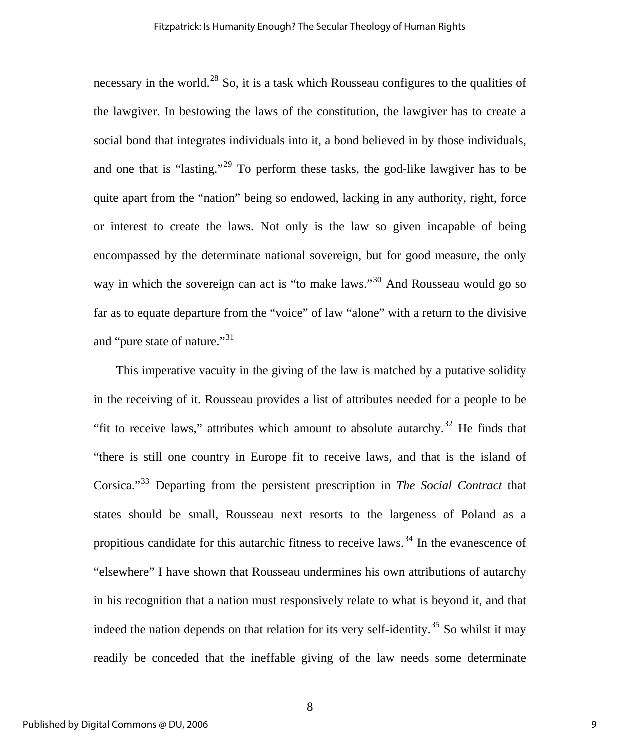necessary in the world.[28] So, it is a task which Rousseau configures to the qualities of the lawgiver. In bestowing the laws of the constitution, the lawgiver has to create a social bond that integrates individuals into it, a bond believed in by those individuals, and one that is "lasting."[29] To perform these tasks, the god-like lawgiver has to be quite apart from the "nation" being so endowed, lacking in any authority, right, force or interest to create the laws. Not only is the law so given incapable of being encompassed by the determinate national sovereign, but for good measure, the only way in which the sovereign can act is "to make laws."[30] And Rousseau would go so far as to equate departure from the "voice" of law "alone" with a return to the divisive and "pure state of nature."[31]

This imperative vacuity in the giving of the law is matched by a putative solidity in the receiving of it. Rousseau provides a list of attributes needed for a people to be "fit to receive laws," attributes which amount to absolute autarchy.[32] He finds that "there is still one country in Europe fit to receive laws, and that is the island of Corsica."[33] Departing from the persistent prescription in *The Social Contract* that states should be small, Rousseau next resorts to the largeness of Poland as a propitious candidate for this autarchic fitness to receive laws.[34] In the evanescence of "elsewhere" I have shown that Rousseau undermines his own attributions of autarchy in his recognition that a nation must responsively relate to what is beyond it, and that indeed the nation depends on that relation for its very self-identity.[35] So whilst it may readily be conceded that the ineffable giving of the law needs some determinate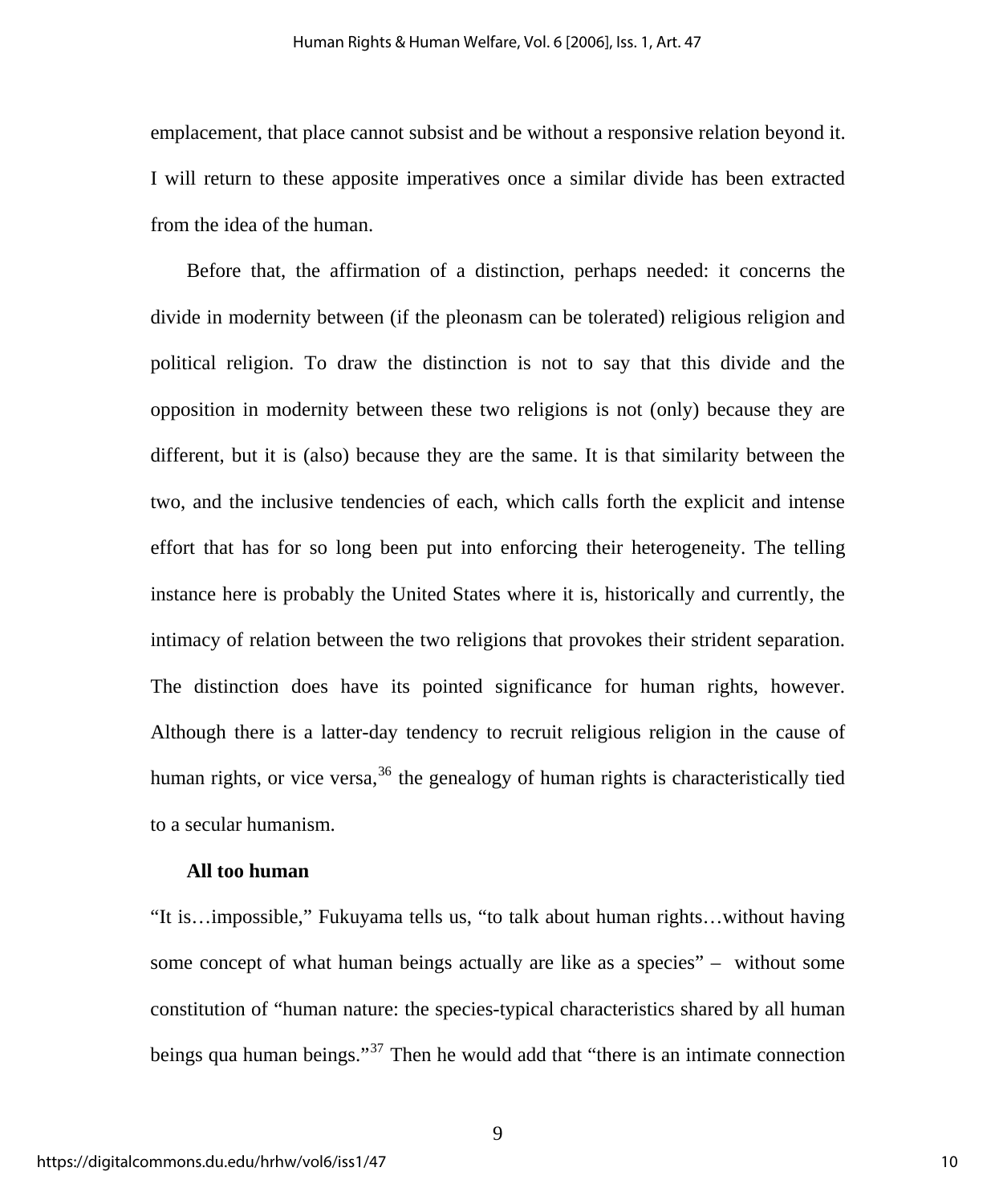emplacement, that place cannot subsist and be without a responsive relation beyond it. I will return to these apposite imperatives once a similar divide has been extracted from the idea of the human.

Before that, the affirmation of a distinction, perhaps needed: it concerns the divide in modernity between (if the pleonasm can be tolerated) religious religion and political religion. To draw the distinction is not to say that this divide and the opposition in modernity between these two religions is not (only) because they are different, but it is (also) because they are the same. It is that similarity between the two, and the inclusive tendencies of each, which calls forth the explicit and intense effort that has for so long been put into enforcing their heterogeneity. The telling instance here is probably the United States where it is, historically and currently, the intimacy of relation between the two religions that provokes their strident separation. The distinction does have its pointed significance for human rights, however. Although there is a latter-day tendency to recruit religious religion in the cause of human rights, or vice versa,[36] the genealogy of human rights is characteristically tied to a secular humanism.

**All too human**

"It is…impossible," Fukuyama tells us, "to talk about human rights…without having some concept of what human beings actually are like as a species" – without some constitution of "human nature: the species-typical characteristics shared by all human beings qua human beings."[37] Then he would add that "there is an intimate connection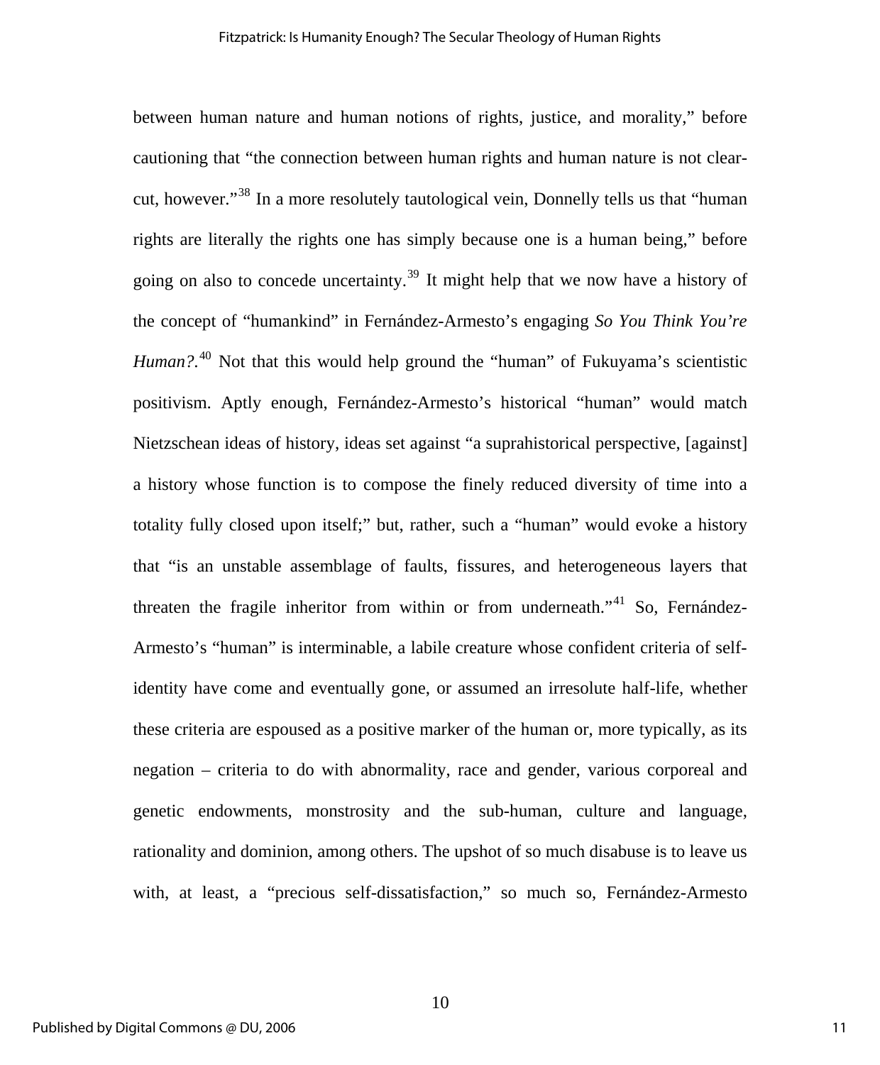between human nature and human notions of rights, justice, and morality," before cautioning that "the connection between human rights and human nature is not clear-cut, however."[38] In a more resolutely tautological vein, Donnelly tells us that "human rights are literally the rights one has simply because one is a human being," before going on also to concede uncertainty.[39] It might help that we now have a history of the concept of "humankind" in Fernández-Armesto's engaging *So You Think You're Human?*.[40] Not that this would help ground the "human" of Fukuyama's scientistic positivism. Aptly enough, Fernández-Armesto's historical "human" would match Nietzschean ideas of history, ideas set against "a suprahistorical perspective, [against] a history whose function is to compose the finely reduced diversity of time into a totality fully closed upon itself;" but, rather, such a "human" would evoke a history that "is an unstable assemblage of faults, fissures, and heterogeneous layers that threaten the fragile inheritor from within or from underneath."[41] So, Fernández-Armesto's "human" is interminable, a labile creature whose confident criteria of self-identity have come and eventually gone, or assumed an irresolute half-life, whether these criteria are espoused as a positive marker of the human or, more typically, as its negation – criteria to do with abnormality, race and gender, various corporeal and genetic endowments, monstrosity and the sub-human, culture and language, rationality and dominion, among others. The upshot of so much disabuse is to leave us with, at least, a "precious self-dissatisfaction," so much so, Fernández-Armesto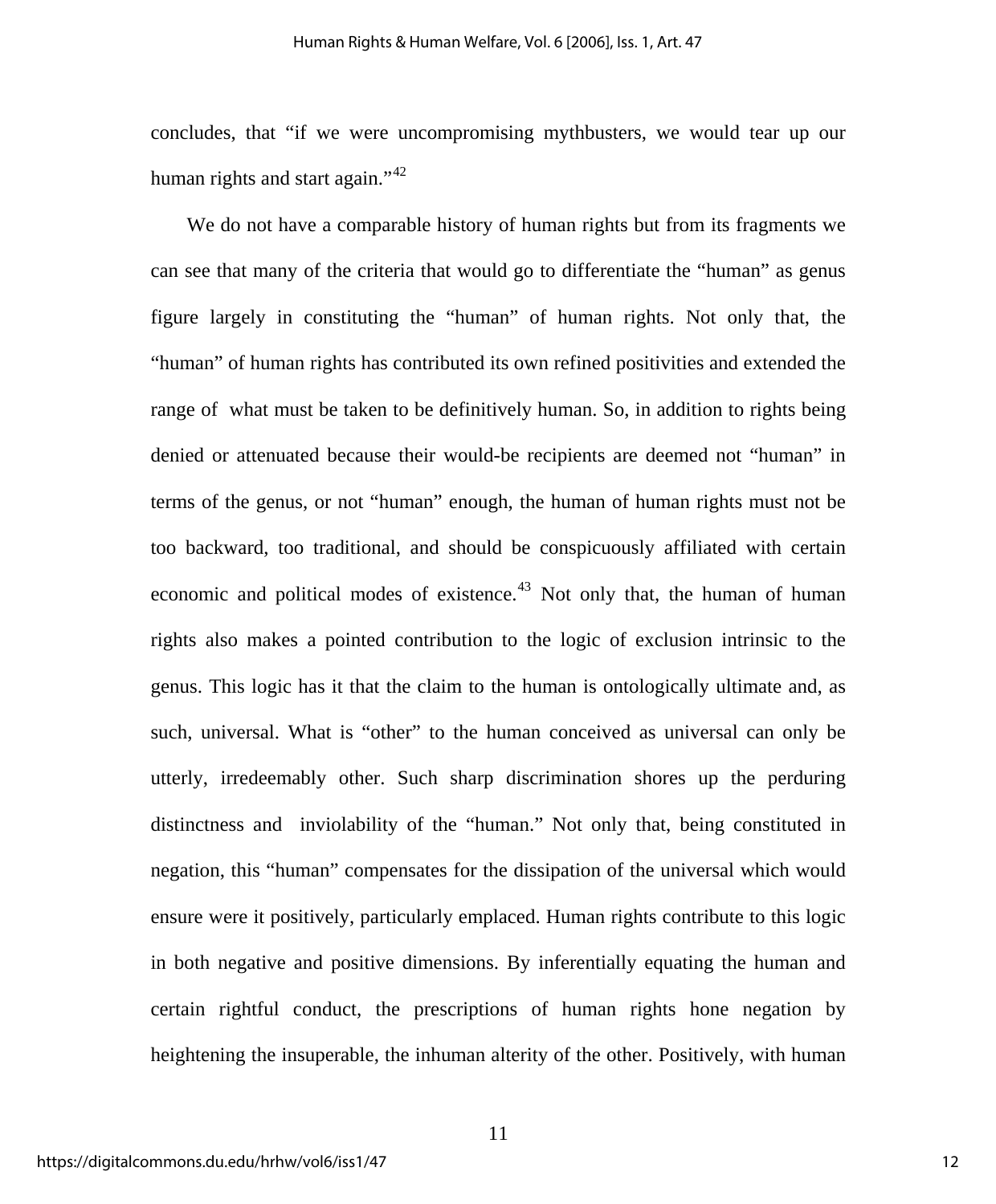concludes, that "if we were uncompromising mythbusters, we would tear up our human rights and start again."[42]

We do not have a comparable history of human rights but from its fragments we can see that many of the criteria that would go to differentiate the "human" as genus figure largely in constituting the "human" of human rights. Not only that, the "human" of human rights has contributed its own refined positivities and extended the range of what must be taken to be definitively human. So, in addition to rights being denied or attenuated because their would-be recipients are deemed not "human" in terms of the genus, or not "human" enough, the human of human rights must not be too backward, too traditional, and should be conspicuously affiliated with certain economic and political modes of existence.[43] Not only that, the human of human rights also makes a pointed contribution to the logic of exclusion intrinsic to the genus. This logic has it that the claim to the human is ontologically ultimate and, as such, universal. What is "other" to the human conceived as universal can only be utterly, irredeemably other. Such sharp discrimination shores up the perduring distinctness and inviolability of the "human." Not only that, being constituted in negation, this "human" compensates for the dissipation of the universal which would ensure were it positively, particularly emplaced. Human rights contribute to this logic in both negative and positive dimensions. By inferentially equating the human and certain rightful conduct, the prescriptions of human rights hone negation by heightening the insuperable, the inhuman alterity of the other. Positively, with human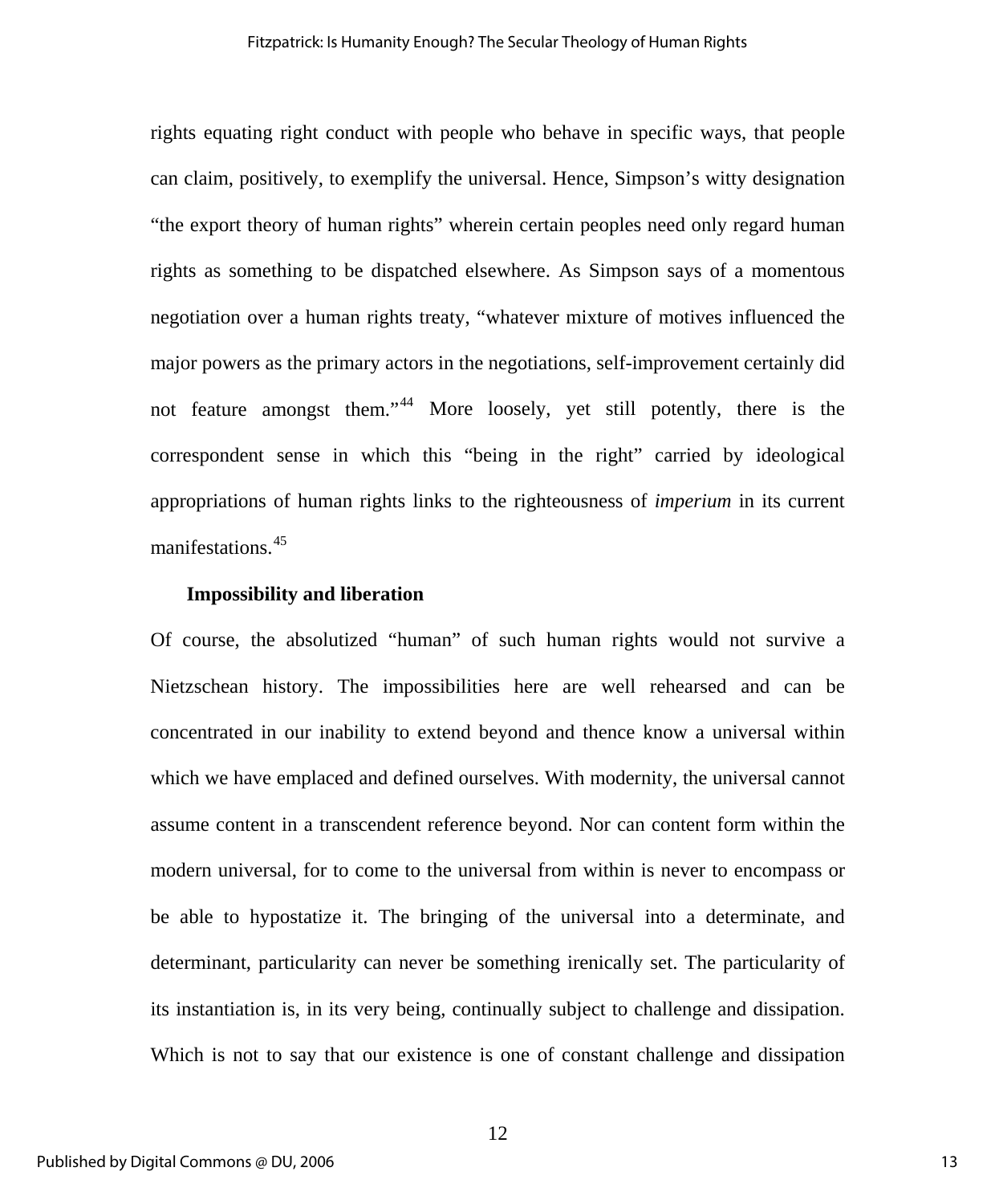rights equating right conduct with people who behave in specific ways, that people can claim, positively, to exemplify the universal. Hence, Simpson's witty designation "the export theory of human rights" wherein certain peoples need only regard human rights as something to be dispatched elsewhere. As Simpson says of a momentous negotiation over a human rights treaty, "whatever mixture of motives influenced the major powers as the primary actors in the negotiations, self-improvement certainly did not feature amongst them."[44] More loosely, yet still potently, there is the correspondent sense in which this "being in the right" carried by ideological appropriations of human rights links to the righteousness of *imperium* in its current manifestations.[45]

**Impossibility and liberation**

Of course, the absolutized "human" of such human rights would not survive a Nietzschean history. The impossibilities here are well rehearsed and can be concentrated in our inability to extend beyond and thence know a universal within which we have emplaced and defined ourselves. With modernity, the universal cannot assume content in a transcendent reference beyond. Nor can content form within the modern universal, for to come to the universal from within is never to encompass or be able to hypostatize it. The bringing of the universal into a determinate, and determinant, particularity can never be something irenically set. The particularity of its instantiation is, in its very being, continually subject to challenge and dissipation. Which is not to say that our existence is one of constant challenge and dissipation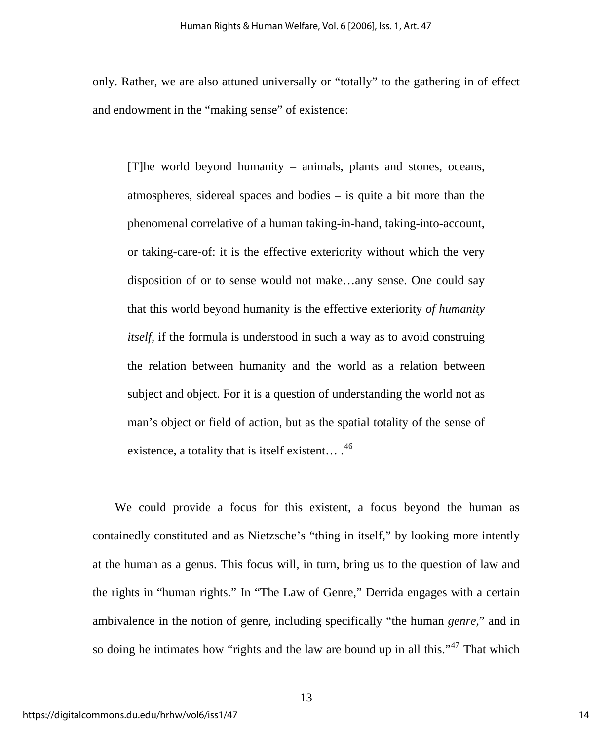only. Rather, we are also attuned universally or "totally" to the gathering in of effect and endowment in the "making sense" of existence:

> [T]he world beyond humanity – animals, plants and stones, oceans, atmospheres, sidereal spaces and bodies – is quite a bit more than the phenomenal correlative of a human taking-in-hand, taking-into-account, or taking-care-of: it is the effective exteriority without which the very disposition of or to sense would not make…any sense. One could say that this world beyond humanity is the effective exteriority *of humanity itself*, if the formula is understood in such a way as to avoid construing the relation between humanity and the world as a relation between subject and object. For it is a question of understanding the world not as man's object or field of action, but as the spatial totality of the sense of existence, a totality that is itself existent… .[46]

We could provide a focus for this existent, a focus beyond the human as containedly constituted and as Nietzsche's "thing in itself," by looking more intently at the human as a genus. This focus will, in turn, bring us to the question of law and the rights in "human rights." In "The Law of Genre," Derrida engages with a certain ambivalence in the notion of genre, including specifically "the human *genre*," and in so doing he intimates how "rights and the law are bound up in all this."[47] That which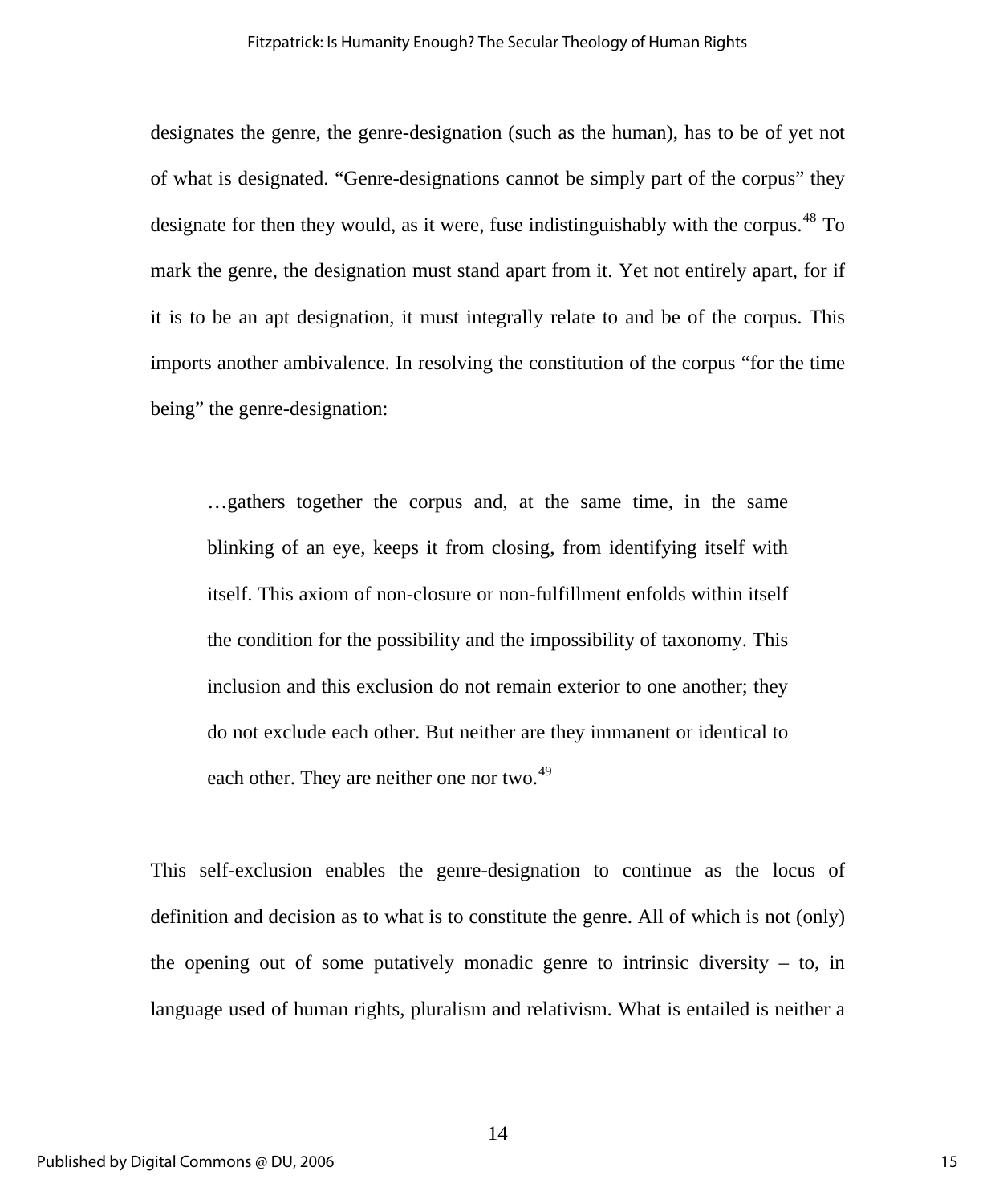designates the genre, the genre-designation (such as the human), has to be of yet not of what is designated. "Genre-designations cannot be simply part of the corpus" they designate for then they would, as it were, fuse indistinguishably with the corpus.[48] To mark the genre, the designation must stand apart from it. Yet not entirely apart, for if it is to be an apt designation, it must integrally relate to and be of the corpus. This imports another ambivalence. In resolving the constitution of the corpus "for the time being" the genre-designation:

> …gathers together the corpus and, at the same time, in the same blinking of an eye, keeps it from closing, from identifying itself with itself. This axiom of non-closure or non-fulfillment enfolds within itself the condition for the possibility and the impossibility of taxonomy. This inclusion and this exclusion do not remain exterior to one another; they do not exclude each other. But neither are they immanent or identical to each other. They are neither one nor two.[49]

This self-exclusion enables the genre-designation to continue as the locus of definition and decision as to what is to constitute the genre. All of which is not (only) the opening out of some putatively monadic genre to intrinsic diversity – to, in language used of human rights, pluralism and relativism. What is entailed is neither a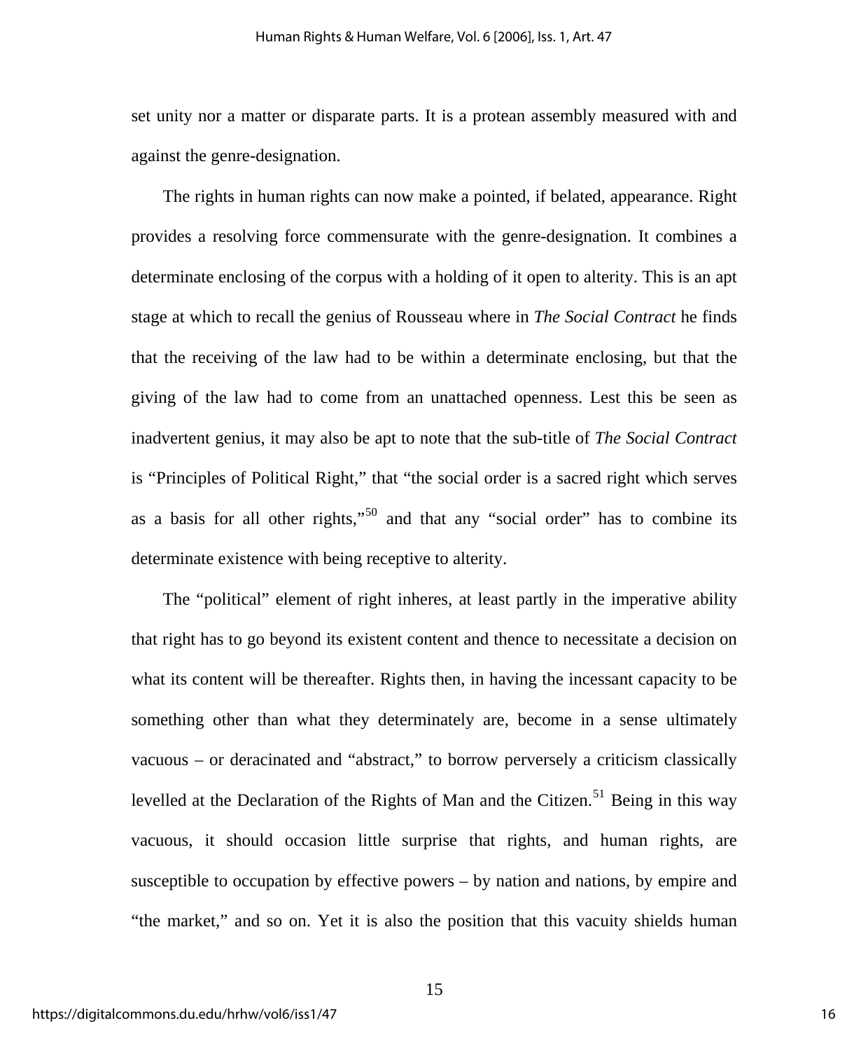set unity nor a matter or disparate parts. It is a protean assembly measured with and against the genre-designation.

The rights in human rights can now make a pointed, if belated, appearance. Right provides a resolving force commensurate with the genre-designation. It combines a determinate enclosing of the corpus with a holding of it open to alterity. This is an apt stage at which to recall the genius of Rousseau where in *The Social Contract* he finds that the receiving of the law had to be within a determinate enclosing, but that the giving of the law had to come from an unattached openness. Lest this be seen as inadvertent genius, it may also be apt to note that the sub-title of *The Social Contract* is "Principles of Political Right," that "the social order is a sacred right which serves as a basis for all other rights,"[50] and that any "social order" has to combine its determinate existence with being receptive to alterity.

The "political" element of right inheres, at least partly in the imperative ability that right has to go beyond its existent content and thence to necessitate a decision on what its content will be thereafter. Rights then, in having the incessant capacity to be something other than what they determinately are, become in a sense ultimately vacuous – or deracinated and "abstract," to borrow perversely a criticism classically levelled at the Declaration of the Rights of Man and the Citizen.[51] Being in this way vacuous, it should occasion little surprise that rights, and human rights, are susceptible to occupation by effective powers – by nation and nations, by empire and "the market," and so on. Yet it is also the position that this vacuity shields human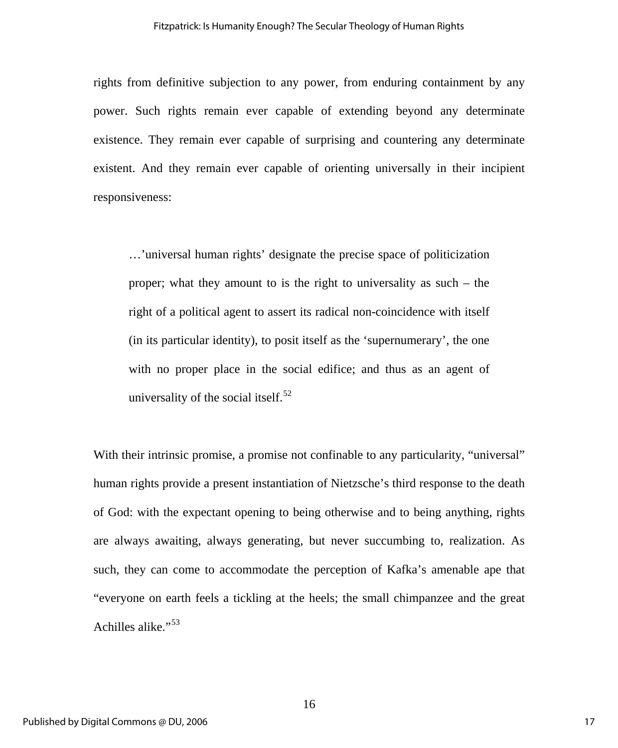rights from definitive subjection to any power, from enduring containment by any power. Such rights remain ever capable of extending beyond any determinate existence. They remain ever capable of surprising and countering any determinate existent. And they remain ever capable of orienting universally in their incipient responsiveness:

> …'universal human rights' designate the precise space of politicization proper; what they amount to is the right to universality as such – the right of a political agent to assert its radical non-coincidence with itself (in its particular identity), to posit itself as the 'supernumerary', the one with no proper place in the social edifice; and thus as an agent of universality of the social itself.[52]

With their intrinsic promise, a promise not confinable to any particularity, "universal" human rights provide a present instantiation of Nietzsche's third response to the death of God: with the expectant opening to being otherwise and to being anything, rights are always awaiting, always generating, but never succumbing to, realization. As such, they can come to accommodate the perception of Kafka's amenable ape that "everyone on earth feels a tickling at the heels; the small chimpanzee and the great Achilles alike."[53]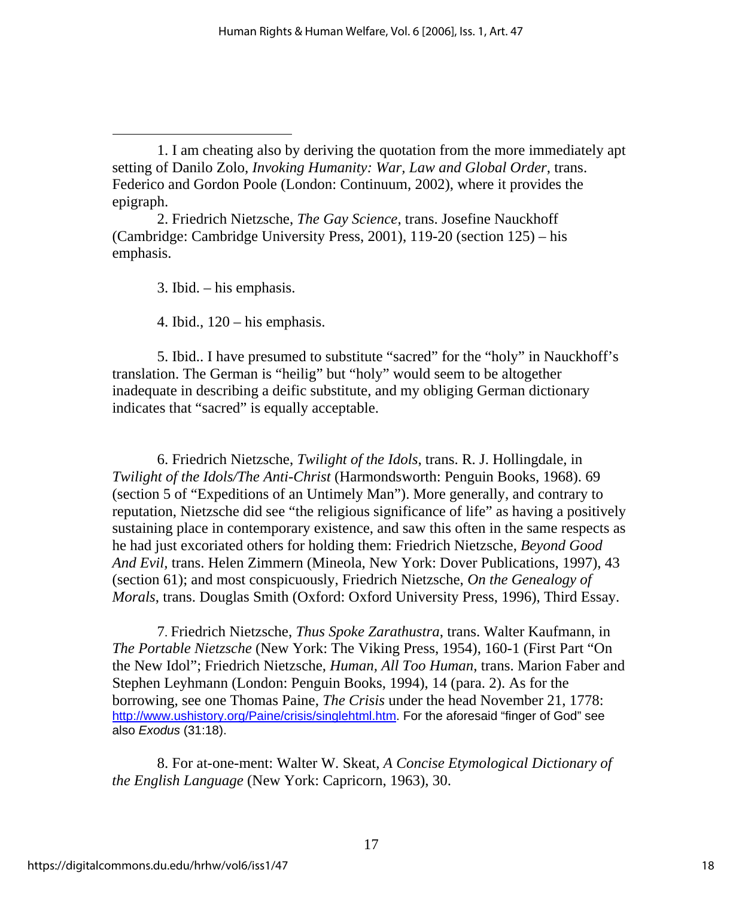1. I am cheating also by deriving the quotation from the more immediately apt setting of Danilo Zolo, *Invoking Humanity: War, Law and Global Order*, trans. Federico and Gordon Poole (London: Continuum, 2002), where it provides the epigraph.

2. Friedrich Nietzsche, *The Gay Science*, trans. Josefine Nauckhoff (Cambridge: Cambridge University Press, 2001), 119-20 (section 125) – his emphasis.

3. Ibid. – his emphasis.

4. Ibid., 120 – his emphasis.

5. Ibid.. I have presumed to substitute "sacred" for the "holy" in Nauckhoff's translation. The German is "heilig" but "holy" would seem to be altogether inadequate in describing a deific substitute, and my obliging German dictionary indicates that "sacred" is equally acceptable.

6. Friedrich Nietzsche, *Twilight of the Idols*, trans. R. J. Hollingdale, in *Twilight of the Idols/The Anti-Christ* (Harmondsworth: Penguin Books, 1968). 69 (section 5 of "Expeditions of an Untimely Man"). More generally, and contrary to reputation, Nietzsche did see "the religious significance of life" as having a positively sustaining place in contemporary existence, and saw this often in the same respects as he had just excoriated others for holding them: Friedrich Nietzsche, *Beyond Good And Evil*, trans. Helen Zimmern (Mineola, New York: Dover Publications, 1997), 43 (section 61); and most conspicuously, Friedrich Nietzsche, *On the Genealogy of Morals*, trans. Douglas Smith (Oxford: Oxford University Press, 1996), Third Essay.

7. Friedrich Nietzsche, *Thus Spoke Zarathustra*, trans. Walter Kaufmann, in *The Portable Nietzsche* (New York: The Viking Press, 1954), 160-1 (First Part "On the New Idol"; Friedrich Nietzsche, *Human, All Too Human*, trans. Marion Faber and Stephen Leyhmann (London: Penguin Books, 1994), 14 (para. 2). As for the borrowing, see one Thomas Paine, *The Crisis* under the head November 21, 1778: http://www.ushistory.org/Paine/crisis/singlehtml.htm. For the aforesaid "finger of God" see also *Exodus* (31:18).

8. For at-one-ment: Walter W. Skeat, *A Concise Etymological Dictionary of the English Language* (New York: Capricorn, 1963), 30.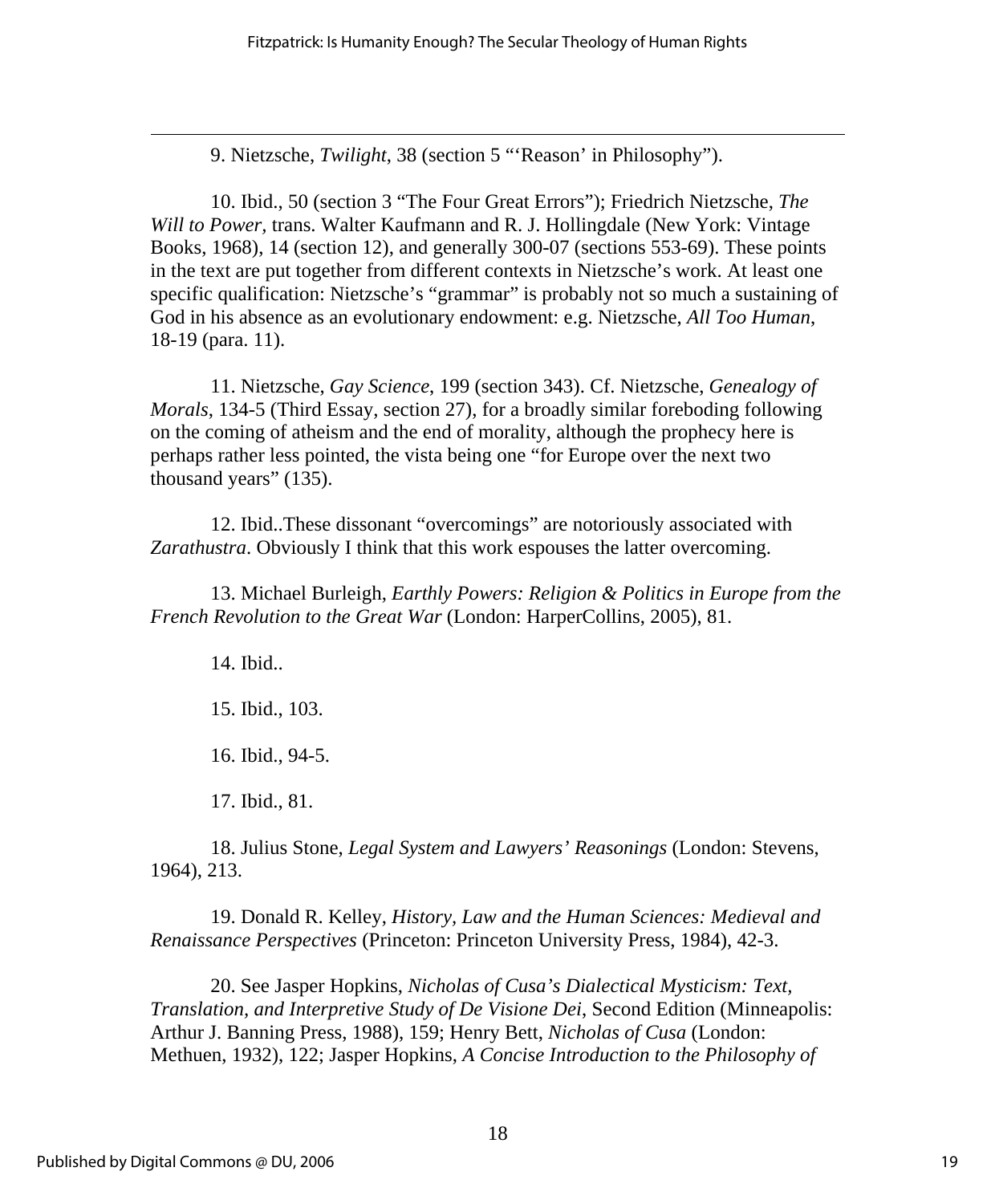9. Nietzsche, *Twilight*, 38 (section 5 "'Reason' in Philosophy").

10. Ibid., 50 (section 3 "The Four Great Errors"); Friedrich Nietzsche, *The Will to Power*, trans. Walter Kaufmann and R. J. Hollingdale (New York: Vintage Books, 1968), 14 (section 12), and generally 300-07 (sections 553-69). These points in the text are put together from different contexts in Nietzsche's work. At least one specific qualification: Nietzsche's "grammar" is probably not so much a sustaining of God in his absence as an evolutionary endowment: e.g. Nietzsche, *All Too Human*, 18-19 (para. 11).

11. Nietzsche, *Gay Science*, 199 (section 343). Cf. Nietzsche, *Genealogy of Morals*, 134-5 (Third Essay, section 27), for a broadly similar foreboding following on the coming of atheism and the end of morality, although the prophecy here is perhaps rather less pointed, the vista being one "for Europe over the next two thousand years" (135).

12. Ibid..These dissonant "overcomings" are notoriously associated with *Zarathustra*. Obviously I think that this work espouses the latter overcoming.

13. Michael Burleigh, *Earthly Powers: Religion & Politics in Europe from the French Revolution to the Great War* (London: HarperCollins, 2005), 81.

14. Ibid..

15. Ibid., 103.

16. Ibid., 94-5.

17. Ibid., 81.

18. Julius Stone, *Legal System and Lawyers' Reasonings* (London: Stevens, 1964), 213.

19. Donald R. Kelley, *History, Law and the Human Sciences: Medieval and Renaissance Perspectives* (Princeton: Princeton University Press, 1984), 42-3.

20. See Jasper Hopkins, *Nicholas of Cusa's Dialectical Mysticism: Text, Translation, and Interpretive Study of De Visione Dei*, Second Edition (Minneapolis: Arthur J. Banning Press, 1988), 159; Henry Bett, *Nicholas of Cusa* (London: Methuen, 1932), 122; Jasper Hopkins, *A Concise Introduction to the Philosophy of*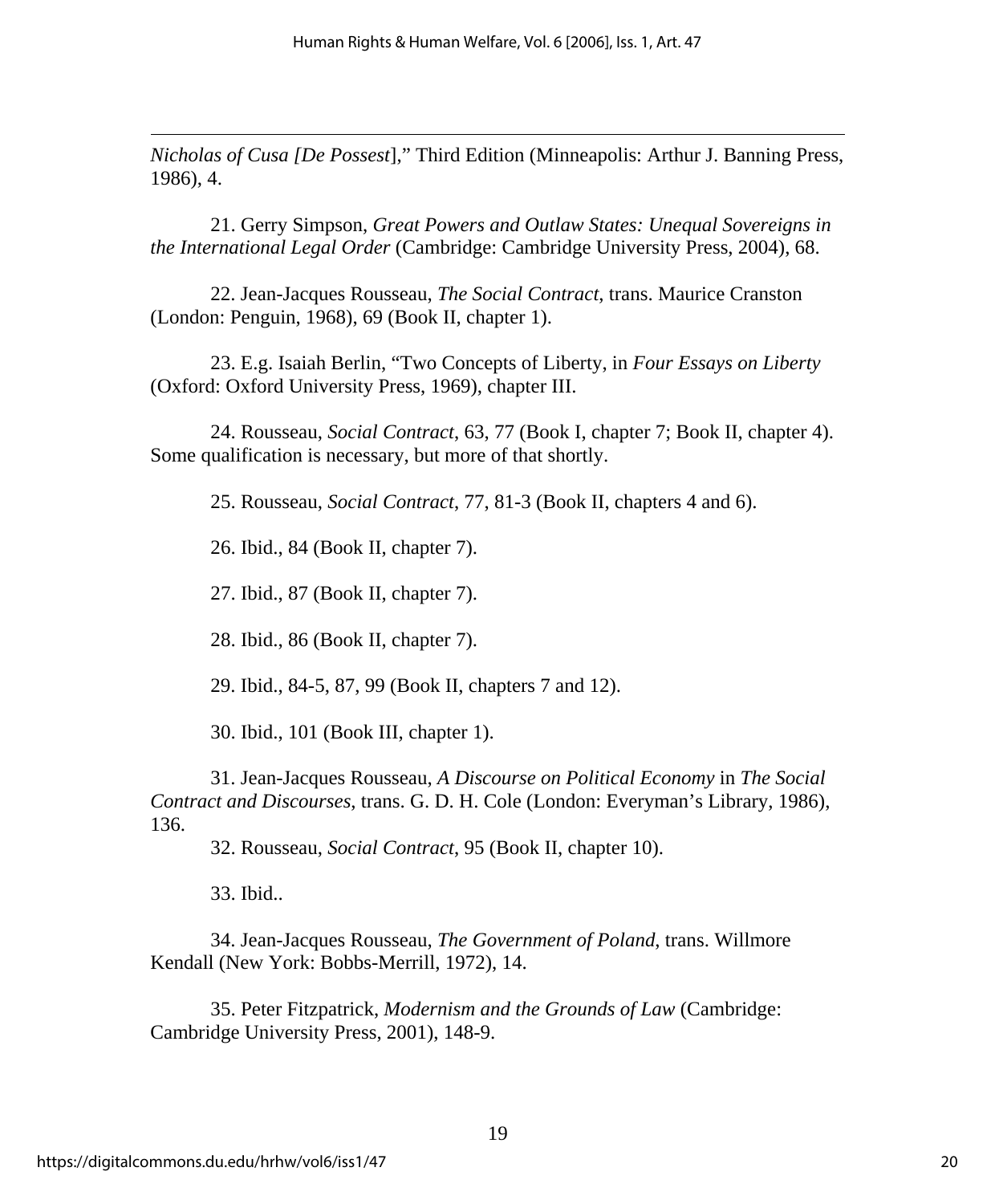*Nicholas of Cusa [De Possest*]," Third Edition (Minneapolis: Arthur J. Banning Press, 1986), 4.

21. Gerry Simpson, *Great Powers and Outlaw States: Unequal Sovereigns in the International Legal Order* (Cambridge: Cambridge University Press, 2004), 68.

22. Jean-Jacques Rousseau, *The Social Contract*, trans. Maurice Cranston (London: Penguin, 1968), 69 (Book II, chapter 1).

23. E.g. Isaiah Berlin, "Two Concepts of Liberty, in *Four Essays on Liberty* (Oxford: Oxford University Press, 1969), chapter III.

24. Rousseau, *Social Contract*, 63, 77 (Book I, chapter 7; Book II, chapter 4). Some qualification is necessary, but more of that shortly.

25. Rousseau, *Social Contract*, 77, 81-3 (Book II, chapters 4 and 6).

26. Ibid., 84 (Book II, chapter 7).

27. Ibid., 87 (Book II, chapter 7).

28. Ibid., 86 (Book II, chapter 7).

29. Ibid., 84-5, 87, 99 (Book II, chapters 7 and 12).

30. Ibid., 101 (Book III, chapter 1).

31. Jean-Jacques Rousseau, *A Discourse on Political Economy* in *The Social Contract and Discourses*, trans. G. D. H. Cole (London: Everyman's Library, 1986), 136.

32. Rousseau, *Social Contract*, 95 (Book II, chapter 10).

33. Ibid..

34. Jean-Jacques Rousseau, *The Government of Poland*, trans. Willmore Kendall (New York: Bobbs-Merrill, 1972), 14.

35. Peter Fitzpatrick, *Modernism and the Grounds of Law* (Cambridge: Cambridge University Press, 2001), 148-9.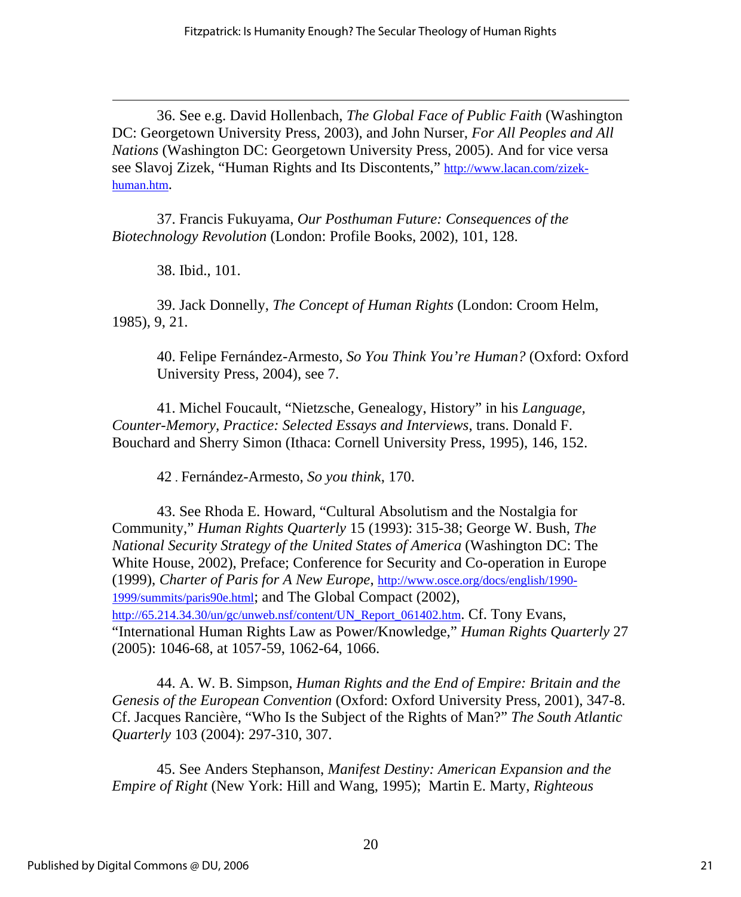36. See e.g. David Hollenbach, *The Global Face of Public Faith* (Washington DC: Georgetown University Press, 2003), and John Nurser, *For All Peoples and All Nations* (Washington DC: Georgetown University Press, 2005). And for vice versa see Slavoj Zizek, "Human Rights and Its Discontents," http://www.lacan.com/zizek-human.htm.

37. Francis Fukuyama, *Our Posthuman Future: Consequences of the Biotechnology Revolution* (London: Profile Books, 2002), 101, 128.

38. Ibid., 101.

39. Jack Donnelly, *The Concept of Human Rights* (London: Croom Helm, 1985), 9, 21.

40. Felipe Fernández-Armesto, *So You Think You're Human?* (Oxford: Oxford University Press, 2004), see 7.

41. Michel Foucault, "Nietzsche, Genealogy, History" in his *Language, Counter-Memory, Practice: Selected Essays and Interviews*, trans. Donald F. Bouchard and Sherry Simon (Ithaca: Cornell University Press, 1995), 146, 152.

42 . Fernández-Armesto, *So you think*, 170.

43. See Rhoda E. Howard, "Cultural Absolutism and the Nostalgia for Community," *Human Rights Quarterly* 15 (1993): 315-38; George W. Bush, *The National Security Strategy of the United States of America* (Washington DC: The White House, 2002), Preface; Conference for Security and Co-operation in Europe (1999), *Charter of Paris for A New Europe*, http://www.osce.org/docs/english/1990-1999/summits/paris90e.html; and The Global Compact (2002), http://65.214.34.30/un/gc/unweb.nsf/content/UN_Report_061402.htm. Cf. Tony Evans, "International Human Rights Law as Power/Knowledge," *Human Rights Quarterly* 27 (2005): 1046-68, at 1057-59, 1062-64, 1066.

44. A. W. B. Simpson, *Human Rights and the End of Empire: Britain and the Genesis of the European Convention* (Oxford: Oxford University Press, 2001), 347-8. Cf. Jacques Rancière, "Who Is the Subject of the Rights of Man?" *The South Atlantic Quarterly* 103 (2004): 297-310, 307.

45. See Anders Stephanson, *Manifest Destiny: American Expansion and the Empire of Right* (New York: Hill and Wang, 1995); Martin E. Marty, *Righteous*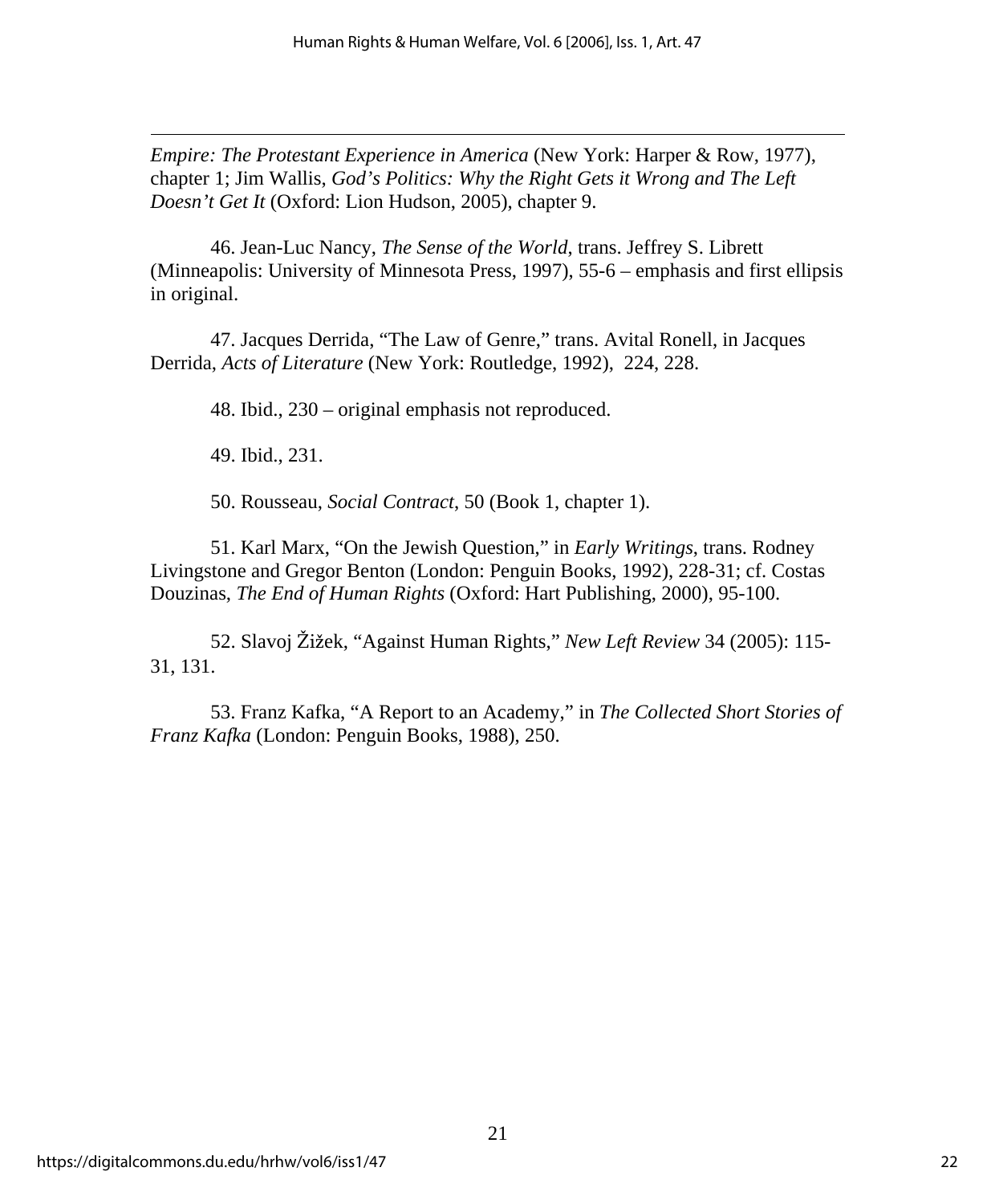*Empire: The Protestant Experience in America* (New York: Harper & Row, 1977), chapter 1; Jim Wallis, *God's Politics: Why the Right Gets it Wrong and The Left Doesn't Get It* (Oxford: Lion Hudson, 2005), chapter 9.

46. Jean-Luc Nancy, *The Sense of the World*, trans. Jeffrey S. Librett (Minneapolis: University of Minnesota Press, 1997), 55-6 – emphasis and first ellipsis in original.

47. Jacques Derrida, "The Law of Genre," trans. Avital Ronell, in Jacques Derrida, *Acts of Literature* (New York: Routledge, 1992), 224, 228.

48. Ibid., 230 – original emphasis not reproduced.

49. Ibid., 231.

50. Rousseau, *Social Contract*, 50 (Book 1, chapter 1).

51. Karl Marx, "On the Jewish Question," in *Early Writings*, trans. Rodney Livingstone and Gregor Benton (London: Penguin Books, 1992), 228-31; cf. Costas Douzinas, *The End of Human Rights* (Oxford: Hart Publishing, 2000), 95-100.

52. Slavoj Žižek, "Against Human Rights," *New Left Review* 34 (2005): 115-31, 131.

53. Franz Kafka, "A Report to an Academy," in *The Collected Short Stories of Franz Kafka* (London: Penguin Books, 1988), 250.